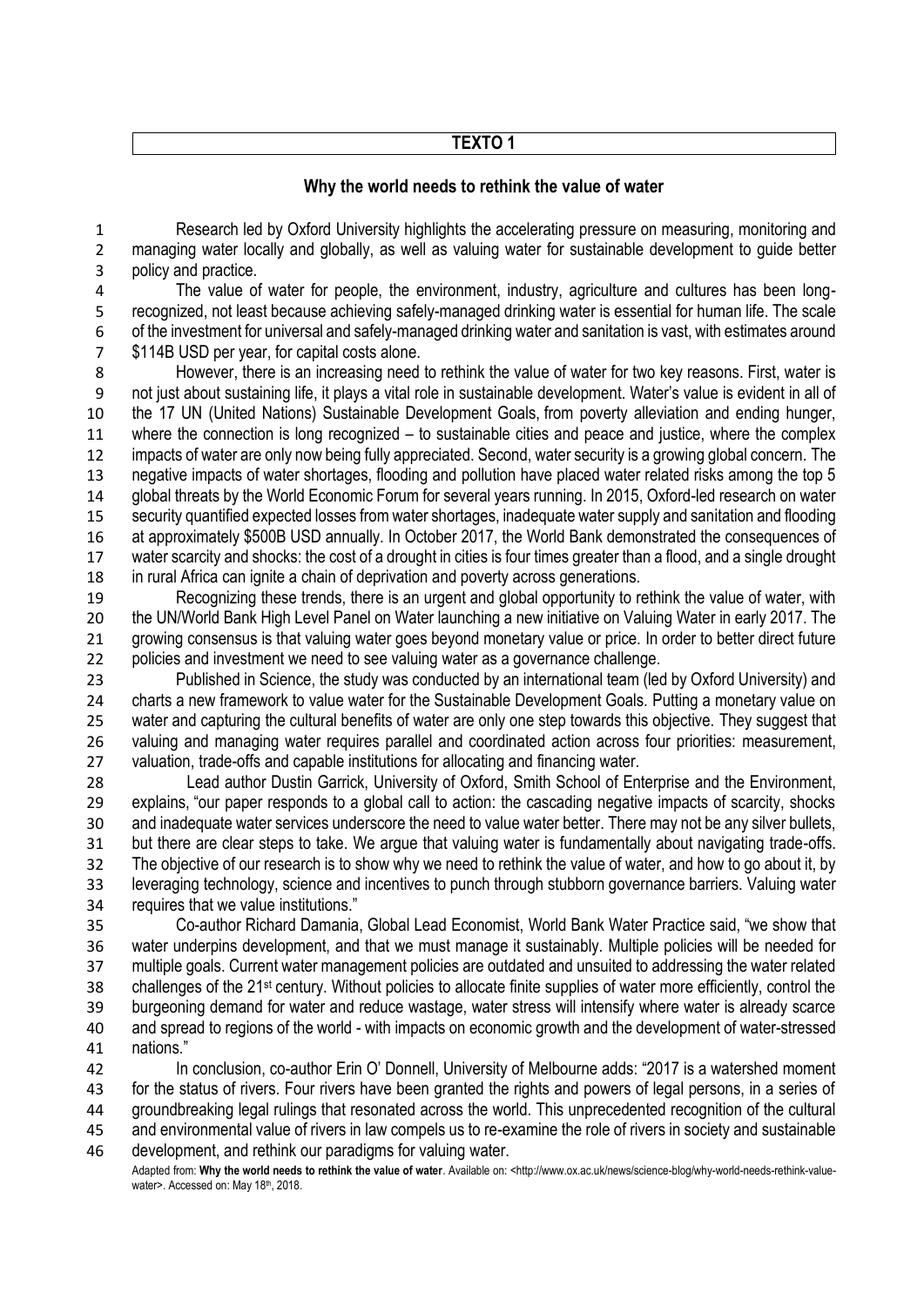**TEXTO 1**

## Why the world needs to rethink the value of water

Research led by Oxford University highlights the accelerating pressure on measuring, monitoring and managing water locally and globally, as well as valuing water for sustainable development to guide better policy and practice.

The value of water for people, the environment, industry, agriculture and cultures has been long-recognized, not least because achieving safely-managed drinking water is essential for human life. The scale of the investment for universal and safely-managed drinking water and sanitation is vast, with estimates around $114B USD per year, for capital costs alone.

However, there is an increasing need to rethink the value of water for two key reasons. First, water is not just about sustaining life, it plays a vital role in sustainable development. Water's value is evident in all of the 17 UN (United Nations) Sustainable Development Goals, from poverty alleviation and ending hunger, where the connection is long recognized – to sustainable cities and peace and justice, where the complex impacts of water are only now being fully appreciated. Second, water security is a growing global concern. The negative impacts of water shortages, flooding and pollution have placed water related risks among the top 5 global threats by the World Economic Forum for several years running. In 2015, Oxford-led research on water security quantified expected losses from water shortages, inadequate water supply and sanitation and flooding at approximately $500B USD annually. In October 2017, the World Bank demonstrated the consequences of water scarcity and shocks: the cost of a drought in cities is four times greater than a flood, and a single drought in rural Africa can ignite a chain of deprivation and poverty across generations.

Recognizing these trends, there is an urgent and global opportunity to rethink the value of water, with the UN/World Bank High Level Panel on Water launching a new initiative on Valuing Water in early 2017. The growing consensus is that valuing water goes beyond monetary value or price. In order to better direct future policies and investment we need to see valuing water as a governance challenge.

Published in Science, the study was conducted by an international team (led by Oxford University) and charts a new framework to value water for the Sustainable Development Goals. Putting a monetary value on water and capturing the cultural benefits of water are only one step towards this objective. They suggest that valuing and managing water requires parallel and coordinated action across four priorities: measurement, valuation, trade-offs and capable institutions for allocating and financing water.

Lead author Dustin Garrick, University of Oxford, Smith School of Enterprise and the Environment, explains, "our paper responds to a global call to action: the cascading negative impacts of scarcity, shocks and inadequate water services underscore the need to value water better. There may not be any silver bullets, but there are clear steps to take. We argue that valuing water is fundamentally about navigating trade-offs. The objective of our research is to show why we need to rethink the value of water, and how to go about it, by leveraging technology, science and incentives to punch through stubborn governance barriers. Valuing water requires that we value institutions."

Co-author Richard Damania, Global Lead Economist, World Bank Water Practice said, "we show that water underpins development, and that we must manage it sustainably. Multiple policies will be needed for multiple goals. Current water management policies are outdated and unsuited to addressing the water related challenges of the 21st century. Without policies to allocate finite supplies of water more efficiently, control the burgeoning demand for water and reduce wastage, water stress will intensify where water is already scarce and spread to regions of the world - with impacts on economic growth and the development of water-stressed nations."

In conclusion, co-author Erin O' Donnell, University of Melbourne adds: "2017 is a watershed moment for the status of rivers. Four rivers have been granted the rights and powers of legal persons, in a series of groundbreaking legal rulings that resonated across the world. This unprecedented recognition of the cultural and environmental value of rivers in law compels us to re-examine the role of rivers in society and sustainable development, and rethink our paradigms for valuing water.

Adapted from: **Why the world needs to rethink the value of water**. Available on: <http://www.ox.ac.uk/news/science-blog/why-world-needs-rethink-value-water>. Accessed on: May 18th, 2018.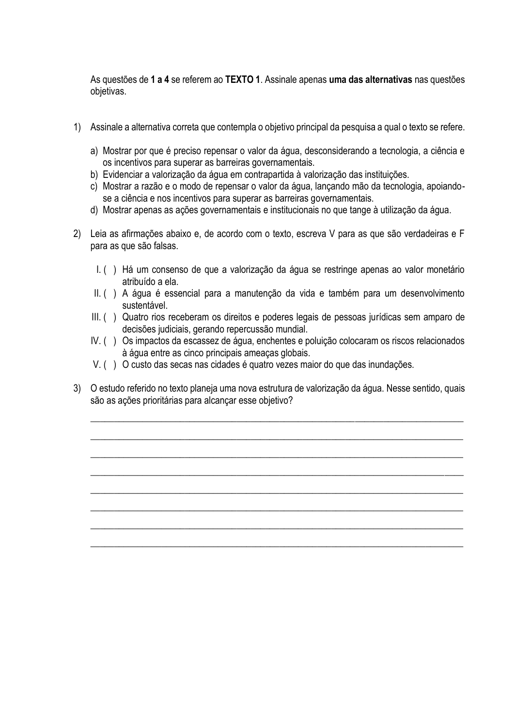As questões de **1 a 4** se referem ao **TEXTO 1**. Assinale apenas **uma das alternativas** nas questões objetivas.

1) Assinale a alternativa correta que contempla o objetivo principal da pesquisa a qual o texto se refere.

   a) Mostrar por que é preciso repensar o valor da água, desconsiderando a tecnologia, a ciência e os incentivos para superar as barreiras governamentais.
   b) Evidenciar a valorização da água em contrapartida à valorização das instituições.
   c) Mostrar a razão e o modo de repensar o valor da água, lançando mão da tecnologia, apoiando-se a ciência e nos incentivos para superar as barreiras governamentais.
   d) Mostrar apenas as ações governamentais e institucionais no que tange à utilização da água.

2) Leia as afirmações abaixo e, de acordo com o texto, escreva V para as que são verdadeiras e F para as que são falsas.

   I. ( ) Há um consenso de que a valorização da água se restringe apenas ao valor monetário atribuído a ela.
   II. ( ) A água é essencial para a manutenção da vida e também para um desenvolvimento sustentável.
   III. ( ) Quatro rios receberam os direitos e poderes legais de pessoas jurídicas sem amparo de decisões judiciais, gerando repercussão mundial.
   IV. ( ) Os impactos da escassez de água, enchentes e poluição colocaram os riscos relacionados à água entre as cinco principais ameaças globais.
   V. ( ) O custo das secas nas cidades é quatro vezes maior do que das inundações.

3) O estudo referido no texto planeja uma nova estrutura de valorização da água. Nesse sentido, quais são as ações prioritárias para alcançar esse objetivo?

   \_\_\_\_\_\_\_\_\_\_\_\_\_\_\_\_\_\_\_\_\_\_\_\_\_\_\_\_\_\_\_\_\_\_\_\_\_\_\_\_\_\_\_\_\_\_\_\_\_\_\_\_\_\_\_\_\_\_\_\_\_\_\_\_\_\_\_\_\_\_\_\_

   \_\_\_\_\_\_\_\_\_\_\_\_\_\_\_\_\_\_\_\_\_\_\_\_\_\_\_\_\_\_\_\_\_\_\_\_\_\_\_\_\_\_\_\_\_\_\_\_\_\_\_\_\_\_\_\_\_\_\_\_\_\_\_\_\_\_\_\_\_\_\_\_

   \_\_\_\_\_\_\_\_\_\_\_\_\_\_\_\_\_\_\_\_\_\_\_\_\_\_\_\_\_\_\_\_\_\_\_\_\_\_\_\_\_\_\_\_\_\_\_\_\_\_\_\_\_\_\_\_\_\_\_\_\_\_\_\_\_\_\_\_\_\_\_\_

   \_\_\_\_\_\_\_\_\_\_\_\_\_\_\_\_\_\_\_\_\_\_\_\_\_\_\_\_\_\_\_\_\_\_\_\_\_\_\_\_\_\_\_\_\_\_\_\_\_\_\_\_\_\_\_\_\_\_\_\_\_\_\_\_\_\_\_\_\_\_\_\_

   \_\_\_\_\_\_\_\_\_\_\_\_\_\_\_\_\_\_\_\_\_\_\_\_\_\_\_\_\_\_\_\_\_\_\_\_\_\_\_\_\_\_\_\_\_\_\_\_\_\_\_\_\_\_\_\_\_\_\_\_\_\_\_\_\_\_\_\_\_\_\_\_

   \_\_\_\_\_\_\_\_\_\_\_\_\_\_\_\_\_\_\_\_\_\_\_\_\_\_\_\_\_\_\_\_\_\_\_\_\_\_\_\_\_\_\_\_\_\_\_\_\_\_\_\_\_\_\_\_\_\_\_\_\_\_\_\_\_\_\_\_\_\_\_\_

   \_\_\_\_\_\_\_\_\_\_\_\_\_\_\_\_\_\_\_\_\_\_\_\_\_\_\_\_\_\_\_\_\_\_\_\_\_\_\_\_\_\_\_\_\_\_\_\_\_\_\_\_\_\_\_\_\_\_\_\_\_\_\_\_\_\_\_\_\_\_\_\_

   \_\_\_\_\_\_\_\_\_\_\_\_\_\_\_\_\_\_\_\_\_\_\_\_\_\_\_\_\_\_\_\_\_\_\_\_\_\_\_\_\_\_\_\_\_\_\_\_\_\_\_\_\_\_\_\_\_\_\_\_\_\_\_\_\_\_\_\_\_\_\_\_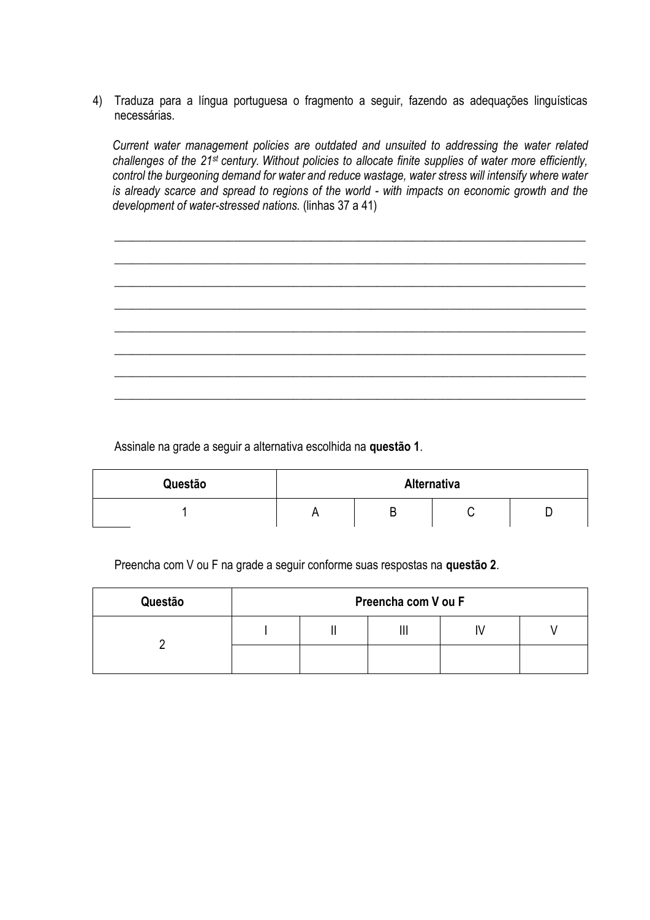4) Traduza para a língua portuguesa o fragmento a seguir, fazendo as adequações linguísticas necessárias.

*Current water management policies are outdated and unsuited to addressing the water related challenges of the 21st century. Without policies to allocate finite supplies of water more efficiently, control the burgeoning demand for water and reduce wastage, water stress will intensify where water is already scarce and spread to regions of the world - with impacts on economic growth and the development of water-stressed nations.* (linhas 37 a 41)

\_\_\_\_\_\_\_\_\_\_\_\_\_\_\_\_\_\_\_\_\_\_\_\_\_\_\_\_\_\_\_\_\_\_\_\_\_\_\_\_\_\_\_\_\_\_\_\_\_\_\_\_\_\_\_\_\_\_\_\_\_\_\_\_\_\_\_\_\_\_\_\_\_\_\_\_

\_\_\_\_\_\_\_\_\_\_\_\_\_\_\_\_\_\_\_\_\_\_\_\_\_\_\_\_\_\_\_\_\_\_\_\_\_\_\_\_\_\_\_\_\_\_\_\_\_\_\_\_\_\_\_\_\_\_\_\_\_\_\_\_\_\_\_\_\_\_\_\_\_\_\_\_

\_\_\_\_\_\_\_\_\_\_\_\_\_\_\_\_\_\_\_\_\_\_\_\_\_\_\_\_\_\_\_\_\_\_\_\_\_\_\_\_\_\_\_\_\_\_\_\_\_\_\_\_\_\_\_\_\_\_\_\_\_\_\_\_\_\_\_\_\_\_\_\_\_\_\_\_

\_\_\_\_\_\_\_\_\_\_\_\_\_\_\_\_\_\_\_\_\_\_\_\_\_\_\_\_\_\_\_\_\_\_\_\_\_\_\_\_\_\_\_\_\_\_\_\_\_\_\_\_\_\_\_\_\_\_\_\_\_\_\_\_\_\_\_\_\_\_\_\_\_\_\_\_

\_\_\_\_\_\_\_\_\_\_\_\_\_\_\_\_\_\_\_\_\_\_\_\_\_\_\_\_\_\_\_\_\_\_\_\_\_\_\_\_\_\_\_\_\_\_\_\_\_\_\_\_\_\_\_\_\_\_\_\_\_\_\_\_\_\_\_\_\_\_\_\_\_\_\_\_

\_\_\_\_\_\_\_\_\_\_\_\_\_\_\_\_\_\_\_\_\_\_\_\_\_\_\_\_\_\_\_\_\_\_\_\_\_\_\_\_\_\_\_\_\_\_\_\_\_\_\_\_\_\_\_\_\_\_\_\_\_\_\_\_\_\_\_\_\_\_\_\_\_\_\_\_

\_\_\_\_\_\_\_\_\_\_\_\_\_\_\_\_\_\_\_\_\_\_\_\_\_\_\_\_\_\_\_\_\_\_\_\_\_\_\_\_\_\_\_\_\_\_\_\_\_\_\_\_\_\_\_\_\_\_\_\_\_\_\_\_\_\_\_\_\_\_\_\_\_\_\_\_

\_\_\_\_\_\_\_\_\_\_\_\_\_\_\_\_\_\_\_\_\_\_\_\_\_\_\_\_\_\_\_\_\_\_\_\_\_\_\_\_\_\_\_\_\_\_\_\_\_\_\_\_\_\_\_\_\_\_\_\_\_\_\_\_\_\_\_\_\_\_\_\_\_\_\_\_

Assinale na grade a seguir a alternativa escolhida na **questão 1**.

| Questão | Alternativa | | | |
|---|---|---|---|---|
| 1 | A | B | C | D |

Preencha com V ou F na grade a seguir conforme suas respostas na **questão 2**.

| Questão | Preencha com V ou F | | | | |
|---|---|---|---|---|---|
| 2 | I | II | III | IV | V |
| | | | | | |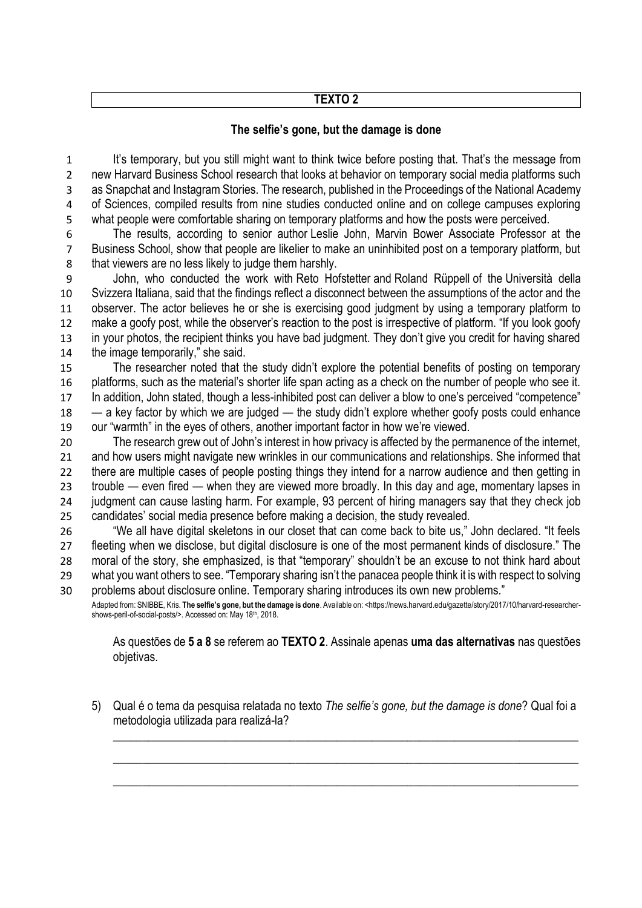**TEXTO 2**

## The selfie's gone, but the damage is done

It's temporary, but you still might want to think twice before posting that. That's the message from new Harvard Business School research that looks at behavior on temporary social media platforms such as Snapchat and Instagram Stories. The research, published in the Proceedings of the National Academy of Sciences, compiled results from nine studies conducted online and on college campuses exploring what people were comfortable sharing on temporary platforms and how the posts were perceived.

The results, according to senior author Leslie John, Marvin Bower Associate Professor at the Business School, show that people are likelier to make an uninhibited post on a temporary platform, but that viewers are no less likely to judge them harshly.

John, who conducted the work with Reto Hofstetter and Roland Rüppell of the Università della Svizzera Italiana, said that the findings reflect a disconnect between the assumptions of the actor and the observer. The actor believes he or she is exercising good judgment by using a temporary platform to make a goofy post, while the observer's reaction to the post is irrespective of platform. "If you look goofy in your photos, the recipient thinks you have bad judgment. They don't give you credit for having shared the image temporarily," she said.

The researcher noted that the study didn't explore the potential benefits of posting on temporary platforms, such as the material's shorter life span acting as a check on the number of people who see it. In addition, John stated, though a less-inhibited post can deliver a blow to one's perceived "competence" — a key factor by which we are judged — the study didn't explore whether goofy posts could enhance our "warmth" in the eyes of others, another important factor in how we're viewed.

The research grew out of John's interest in how privacy is affected by the permanence of the internet, and how users might navigate new wrinkles in our communications and relationships. She informed that there are multiple cases of people posting things they intend for a narrow audience and then getting in trouble — even fired — when they are viewed more broadly. In this day and age, momentary lapses in judgment can cause lasting harm. For example, 93 percent of hiring managers say that they check job candidates' social media presence before making a decision, the study revealed.

"We all have digital skeletons in our closet that can come back to bite us," John declared. "It feels fleeting when we disclose, but digital disclosure is one of the most permanent kinds of disclosure." The moral of the story, she emphasized, is that "temporary" shouldn't be an excuse to not think hard about what you want others to see. "Temporary sharing isn't the panacea people think it is with respect to solving problems about disclosure online. Temporary sharing introduces its own new problems."

Adapted from: SNIBBE, Kris. **The selfie's gone, but the damage is done**. Available on: <https://news.harvard.edu/gazette/story/2017/10/harvard-researcher-shows-peril-of-social-posts/>. Accessed on: May 18th, 2018.

As questões de **5 a 8** se referem ao **TEXTO 2**. Assinale apenas **uma das alternativas** nas questões objetivas.

5) Qual é o tema da pesquisa relatada no texto *The selfie's gone, but the damage is done*? Qual foi a metodologia utilizada para realizá-la?

\_\_\_\_\_\_\_\_\_\_\_\_\_\_\_\_\_\_\_\_\_\_\_\_\_\_\_\_\_\_\_\_\_\_\_\_\_\_\_\_\_\_\_\_\_\_\_\_\_\_\_\_\_\_\_\_\_\_\_\_\_\_\_\_\_\_\_\_\_\_\_\_\_\_\_\_

\_\_\_\_\_\_\_\_\_\_\_\_\_\_\_\_\_\_\_\_\_\_\_\_\_\_\_\_\_\_\_\_\_\_\_\_\_\_\_\_\_\_\_\_\_\_\_\_\_\_\_\_\_\_\_\_\_\_\_\_\_\_\_\_\_\_\_\_\_\_\_\_\_\_\_\_

\_\_\_\_\_\_\_\_\_\_\_\_\_\_\_\_\_\_\_\_\_\_\_\_\_\_\_\_\_\_\_\_\_\_\_\_\_\_\_\_\_\_\_\_\_\_\_\_\_\_\_\_\_\_\_\_\_\_\_\_\_\_\_\_\_\_\_\_\_\_\_\_\_\_\_\_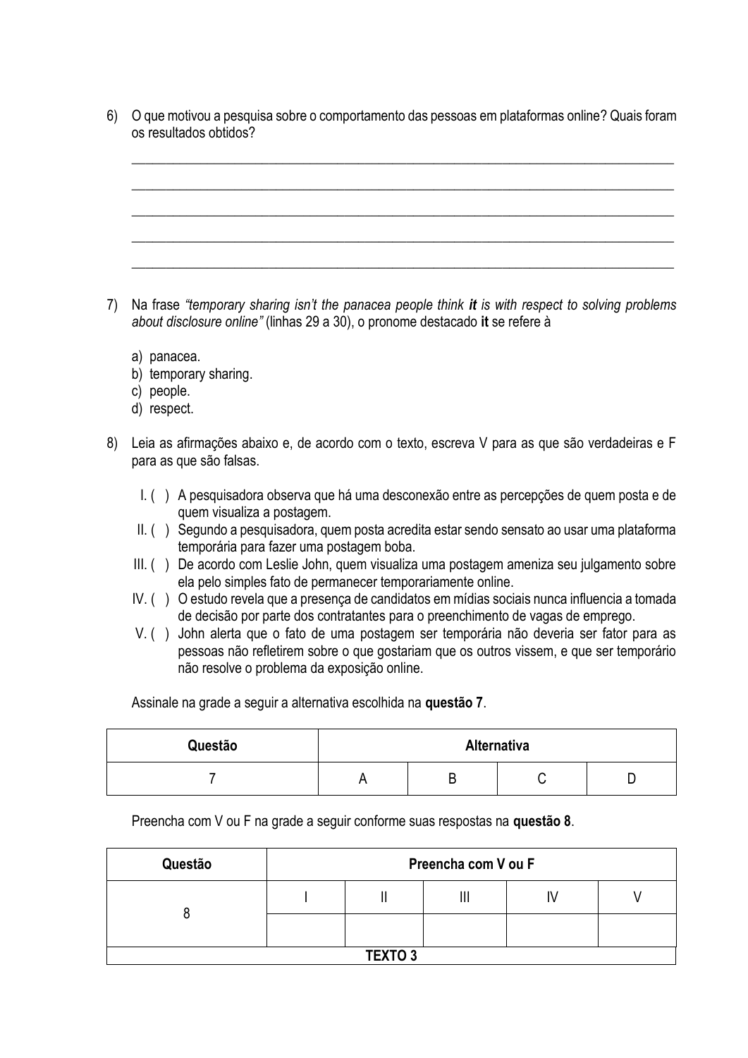6) O que motivou a pesquisa sobre o comportamento das pessoas em plataformas online? Quais foram os resultados obtidos?

\_\_\_\_\_\_\_\_\_\_\_\_\_\_\_\_\_\_\_\_\_\_\_\_\_\_\_\_\_\_\_\_\_\_\_\_\_\_\_\_\_\_\_\_\_\_\_\_\_\_\_\_\_\_\_\_\_\_\_\_\_\_\_\_\_\_\_\_\_\_\_\_\_\_\_\_\_\_

\_\_\_\_\_\_\_\_\_\_\_\_\_\_\_\_\_\_\_\_\_\_\_\_\_\_\_\_\_\_\_\_\_\_\_\_\_\_\_\_\_\_\_\_\_\_\_\_\_\_\_\_\_\_\_\_\_\_\_\_\_\_\_\_\_\_\_\_\_\_\_\_\_\_\_\_\_\_

\_\_\_\_\_\_\_\_\_\_\_\_\_\_\_\_\_\_\_\_\_\_\_\_\_\_\_\_\_\_\_\_\_\_\_\_\_\_\_\_\_\_\_\_\_\_\_\_\_\_\_\_\_\_\_\_\_\_\_\_\_\_\_\_\_\_\_\_\_\_\_\_\_\_\_\_\_\_

\_\_\_\_\_\_\_\_\_\_\_\_\_\_\_\_\_\_\_\_\_\_\_\_\_\_\_\_\_\_\_\_\_\_\_\_\_\_\_\_\_\_\_\_\_\_\_\_\_\_\_\_\_\_\_\_\_\_\_\_\_\_\_\_\_\_\_\_\_\_\_\_\_\_\_\_\_\_

\_\_\_\_\_\_\_\_\_\_\_\_\_\_\_\_\_\_\_\_\_\_\_\_\_\_\_\_\_\_\_\_\_\_\_\_\_\_\_\_\_\_\_\_\_\_\_\_\_\_\_\_\_\_\_\_\_\_\_\_\_\_\_\_\_\_\_\_\_\_\_\_\_\_\_\_\_\_

7) Na frase *"temporary sharing isn't the panacea people think **it** is with respect to solving problems about disclosure online"* (linhas 29 a 30), o pronome destacado **it** se refere à

a) panacea.
b) temporary sharing.
c) people.
d) respect.

8) Leia as afirmações abaixo e, de acordo com o texto, escreva V para as que são verdadeiras e F para as que são falsas.

I. ( ) A pesquisadora observa que há uma desconexão entre as percepções de quem posta e de quem visualiza a postagem.

II. ( ) Segundo a pesquisadora, quem posta acredita estar sendo sensato ao usar uma plataforma temporária para fazer uma postagem boba.

III. ( ) De acordo com Leslie John, quem visualiza uma postagem ameniza seu julgamento sobre ela pelo simples fato de permanecer temporariamente online.

IV. ( ) O estudo revela que a presença de candidatos em mídias sociais nunca influencia a tomada de decisão por parte dos contratantes para o preenchimento de vagas de emprego.

V. ( ) John alerta que o fato de uma postagem ser temporária não deveria ser fator para as pessoas não refletirem sobre o que gostariam que os outros vissem, e que ser temporário não resolve o problema da exposição online.

Assinale na grade a seguir a alternativa escolhida na **questão 7**.

| **Questão** | **Alternativa** | | | |
|---|---|---|---|---|
| 7 | A | B | C | D |

Preencha com V ou F na grade a seguir conforme suas respostas na **questão 8**.

| **Questão** | **Preencha com V ou F** | | | | |
|---|---|---|---|---|---|
| 8 | I | II | III | IV | V |
| | | | | | |

**TEXTO 3**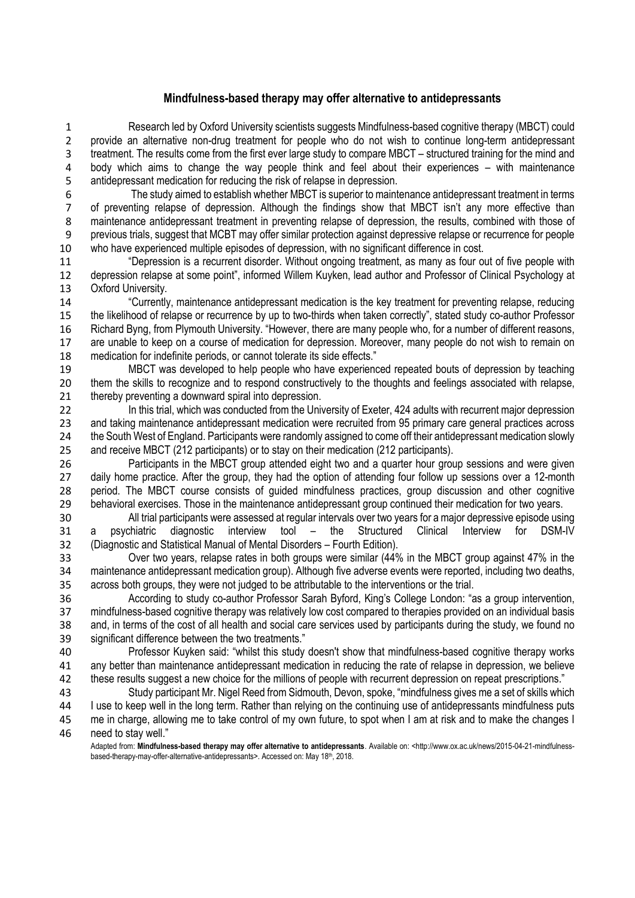## Mindfulness-based therapy may offer alternative to antidepressants

1 Research led by Oxford University scientists suggests Mindfulness-based cognitive therapy (MBCT) could
2 provide an alternative non-drug treatment for people who do not wish to continue long-term antidepressant
3 treatment. The results come from the first ever large study to compare MBCT – structured training for the mind and
4 body which aims to change the way people think and feel about their experiences – with maintenance
5 antidepressant medication for reducing the risk of relapse in depression.
6 The study aimed to establish whether MBCT is superior to maintenance antidepressant treatment in terms
7 of preventing relapse of depression. Although the findings show that MBCT isn't any more effective than
8 maintenance antidepressant treatment in preventing relapse of depression, the results, combined with those of
9 previous trials, suggest that MCBT may offer similar protection against depressive relapse or recurrence for people
10 who have experienced multiple episodes of depression, with no significant difference in cost.
11 "Depression is a recurrent disorder. Without ongoing treatment, as many as four out of five people with
12 depression relapse at some point", informed Willem Kuyken, lead author and Professor of Clinical Psychology at
13 Oxford University.
14 "Currently, maintenance antidepressant medication is the key treatment for preventing relapse, reducing
15 the likelihood of relapse or recurrence by up to two-thirds when taken correctly", stated study co-author Professor
16 Richard Byng, from Plymouth University. "However, there are many people who, for a number of different reasons,
17 are unable to keep on a course of medication for depression. Moreover, many people do not wish to remain on
18 medication for indefinite periods, or cannot tolerate its side effects."
19 MBCT was developed to help people who have experienced repeated bouts of depression by teaching
20 them the skills to recognize and to respond constructively to the thoughts and feelings associated with relapse,
21 thereby preventing a downward spiral into depression.
22 In this trial, which was conducted from the University of Exeter, 424 adults with recurrent major depression
23 and taking maintenance antidepressant medication were recruited from 95 primary care general practices across
24 the South West of England. Participants were randomly assigned to come off their antidepressant medication slowly
25 and receive MBCT (212 participants) or to stay on their medication (212 participants).
26 Participants in the MBCT group attended eight two and a quarter hour group sessions and were given
27 daily home practice. After the group, they had the option of attending four follow up sessions over a 12-month
28 period. The MBCT course consists of guided mindfulness practices, group discussion and other cognitive
29 behavioral exercises. Those in the maintenance antidepressant group continued their medication for two years.
30 All trial participants were assessed at regular intervals over two years for a major depressive episode using
31 a psychiatric diagnostic interview tool – the Structured Clinical Interview for DSM-IV
32 (Diagnostic and Statistical Manual of Mental Disorders – Fourth Edition).
33 Over two years, relapse rates in both groups were similar (44% in the MBCT group against 47% in the
34 maintenance antidepressant medication group). Although five adverse events were reported, including two deaths,
35 across both groups, they were not judged to be attributable to the interventions or the trial.
36 According to study co-author Professor Sarah Byford, King's College London: "as a group intervention,
37 mindfulness-based cognitive therapy was relatively low cost compared to therapies provided on an individual basis
38 and, in terms of the cost of all health and social care services used by participants during the study, we found no
39 significant difference between the two treatments."
40 Professor Kuyken said: "whilst this study doesn't show that mindfulness-based cognitive therapy works
41 any better than maintenance antidepressant medication in reducing the rate of relapse in depression, we believe
42 these results suggest a new choice for the millions of people with recurrent depression on repeat prescriptions."
43 Study participant Mr. Nigel Reed from Sidmouth, Devon, spoke, "mindfulness gives me a set of skills which
44 I use to keep well in the long term. Rather than relying on the continuing use of antidepressants mindfulness puts
45 me in charge, allowing me to take control of my own future, to spot when I am at risk and to make the changes I
46 need to stay well."

Adapted from: **Mindfulness-based therapy may offer alternative to antidepressants**. Available on: <http://www.ox.ac.uk/news/2015-04-21-mindfulness-based-therapy-may-offer-alternative-antidepressants>. Accessed on: May 18th, 2018.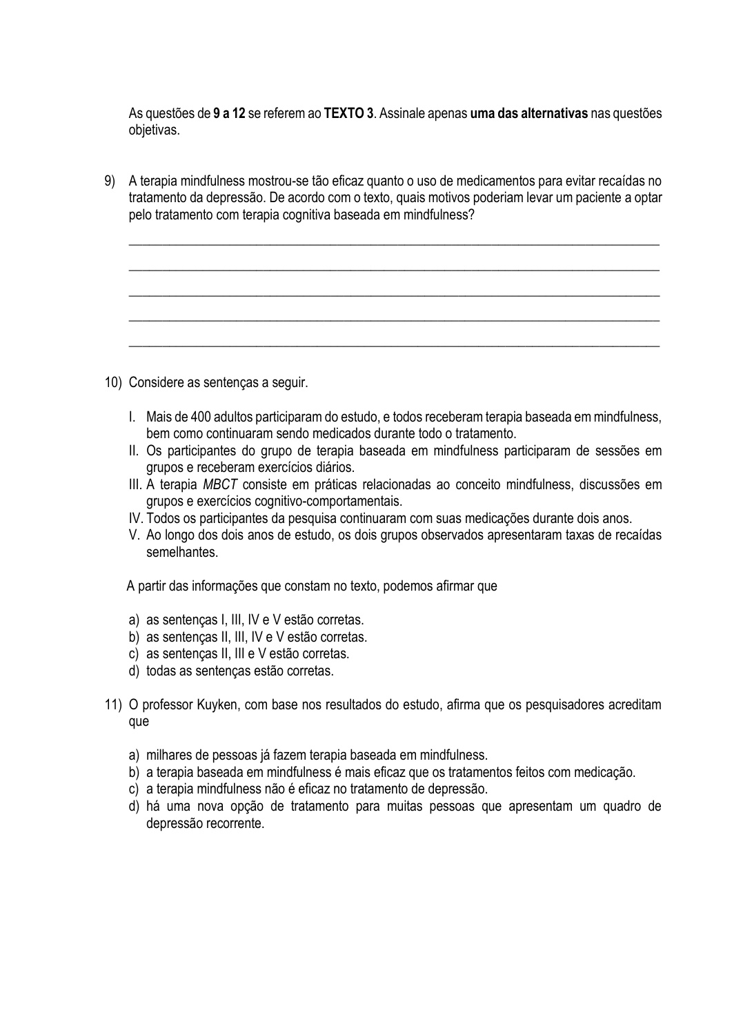As questões de **9 a 12** se referem ao **TEXTO 3**. Assinale apenas **uma das alternativas** nas questões objetivas.

9) A terapia mindfulness mostrou-se tão eficaz quanto o uso de medicamentos para evitar recaídas no tratamento da depressão. De acordo com o texto, quais motivos poderiam levar um paciente a optar pelo tratamento com terapia cognitiva baseada em mindfulness?

\_\_\_\_\_\_\_\_\_\_\_\_\_\_\_\_\_\_\_\_\_\_\_\_\_\_\_\_\_\_\_\_\_\_\_\_\_\_\_\_\_\_\_\_\_\_\_\_\_\_\_\_\_\_\_\_\_\_\_\_\_\_\_\_\_\_\_\_\_\_\_\_\_\_\_\_

\_\_\_\_\_\_\_\_\_\_\_\_\_\_\_\_\_\_\_\_\_\_\_\_\_\_\_\_\_\_\_\_\_\_\_\_\_\_\_\_\_\_\_\_\_\_\_\_\_\_\_\_\_\_\_\_\_\_\_\_\_\_\_\_\_\_\_\_\_\_\_\_\_\_\_\_

\_\_\_\_\_\_\_\_\_\_\_\_\_\_\_\_\_\_\_\_\_\_\_\_\_\_\_\_\_\_\_\_\_\_\_\_\_\_\_\_\_\_\_\_\_\_\_\_\_\_\_\_\_\_\_\_\_\_\_\_\_\_\_\_\_\_\_\_\_\_\_\_\_\_\_\_

\_\_\_\_\_\_\_\_\_\_\_\_\_\_\_\_\_\_\_\_\_\_\_\_\_\_\_\_\_\_\_\_\_\_\_\_\_\_\_\_\_\_\_\_\_\_\_\_\_\_\_\_\_\_\_\_\_\_\_\_\_\_\_\_\_\_\_\_\_\_\_\_\_\_\_\_

\_\_\_\_\_\_\_\_\_\_\_\_\_\_\_\_\_\_\_\_\_\_\_\_\_\_\_\_\_\_\_\_\_\_\_\_\_\_\_\_\_\_\_\_\_\_\_\_\_\_\_\_\_\_\_\_\_\_\_\_\_\_\_\_\_\_\_\_\_\_\_\_\_\_\_\_

10) Considere as sentenças a seguir.

I. Mais de 400 adultos participaram do estudo, e todos receberam terapia baseada em mindfulness, bem como continuaram sendo medicados durante todo o tratamento.
II. Os participantes do grupo de terapia baseada em mindfulness participaram de sessões em grupos e receberam exercícios diários.
III. A terapia *MBCT* consiste em práticas relacionadas ao conceito mindfulness, discussões em grupos e exercícios cognitivo-comportamentais.
IV. Todos os participantes da pesquisa continuaram com suas medicações durante dois anos.
V. Ao longo dos dois anos de estudo, os dois grupos observados apresentaram taxas de recaídas semelhantes.

A partir das informações que constam no texto, podemos afirmar que

a) as sentenças I, III, IV e V estão corretas.
b) as sentenças II, III, IV e V estão corretas.
c) as sentenças II, III e V estão corretas.
d) todas as sentenças estão corretas.

11) O professor Kuyken, com base nos resultados do estudo, afirma que os pesquisadores acreditam que

a) milhares de pessoas já fazem terapia baseada em mindfulness.
b) a terapia baseada em mindfulness é mais eficaz que os tratamentos feitos com medicação.
c) a terapia mindfulness não é eficaz no tratamento de depressão.
d) há uma nova opção de tratamento para muitas pessoas que apresentam um quadro de depressão recorrente.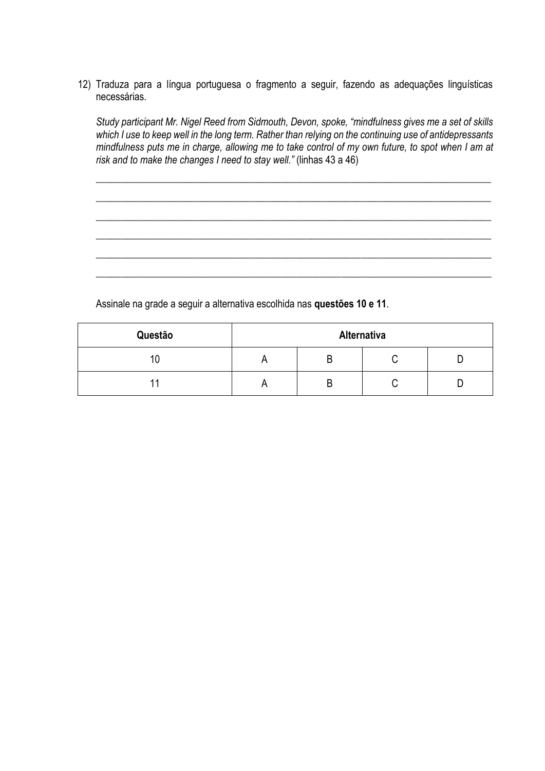12) Traduza para a língua portuguesa o fragmento a seguir, fazendo as adequações linguísticas necessárias.

*Study participant Mr. Nigel Reed from Sidmouth, Devon, spoke, "mindfulness gives me a set of skills which I use to keep well in the long term. Rather than relying on the continuing use of antidepressants mindfulness puts me in charge, allowing me to take control of my own future, to spot when I am at risk and to make the changes I need to stay well."* (linhas 43 a 46)

\_\_\_\_\_\_\_\_\_\_\_\_\_\_\_\_\_\_\_\_\_\_\_\_\_\_\_\_\_\_\_\_\_\_\_\_\_\_\_\_\_\_\_\_\_\_\_\_\_\_\_\_\_\_\_\_\_\_\_\_\_\_\_\_\_\_\_\_\_\_\_\_\_\_\_\_

\_\_\_\_\_\_\_\_\_\_\_\_\_\_\_\_\_\_\_\_\_\_\_\_\_\_\_\_\_\_\_\_\_\_\_\_\_\_\_\_\_\_\_\_\_\_\_\_\_\_\_\_\_\_\_\_\_\_\_\_\_\_\_\_\_\_\_\_\_\_\_\_\_\_\_\_

\_\_\_\_\_\_\_\_\_\_\_\_\_\_\_\_\_\_\_\_\_\_\_\_\_\_\_\_\_\_\_\_\_\_\_\_\_\_\_\_\_\_\_\_\_\_\_\_\_\_\_\_\_\_\_\_\_\_\_\_\_\_\_\_\_\_\_\_\_\_\_\_\_\_\_\_

\_\_\_\_\_\_\_\_\_\_\_\_\_\_\_\_\_\_\_\_\_\_\_\_\_\_\_\_\_\_\_\_\_\_\_\_\_\_\_\_\_\_\_\_\_\_\_\_\_\_\_\_\_\_\_\_\_\_\_\_\_\_\_\_\_\_\_\_\_\_\_\_\_\_\_\_

\_\_\_\_\_\_\_\_\_\_\_\_\_\_\_\_\_\_\_\_\_\_\_\_\_\_\_\_\_\_\_\_\_\_\_\_\_\_\_\_\_\_\_\_\_\_\_\_\_\_\_\_\_\_\_\_\_\_\_\_\_\_\_\_\_\_\_\_\_\_\_\_\_\_\_\_

\_\_\_\_\_\_\_\_\_\_\_\_\_\_\_\_\_\_\_\_\_\_\_\_\_\_\_\_\_\_\_\_\_\_\_\_\_\_\_\_\_\_\_\_\_\_\_\_\_\_\_\_\_\_\_\_\_\_\_\_\_\_\_\_\_\_\_\_\_\_\_\_\_\_\_\_

Assinale na grade a seguir a alternativa escolhida nas **questões 10 e 11**.

| **Questão** | **Alternativa** | | | |
|---|---|---|---|---|
| 10 | A | B | C | D |
| 11 | A | B | C | D |